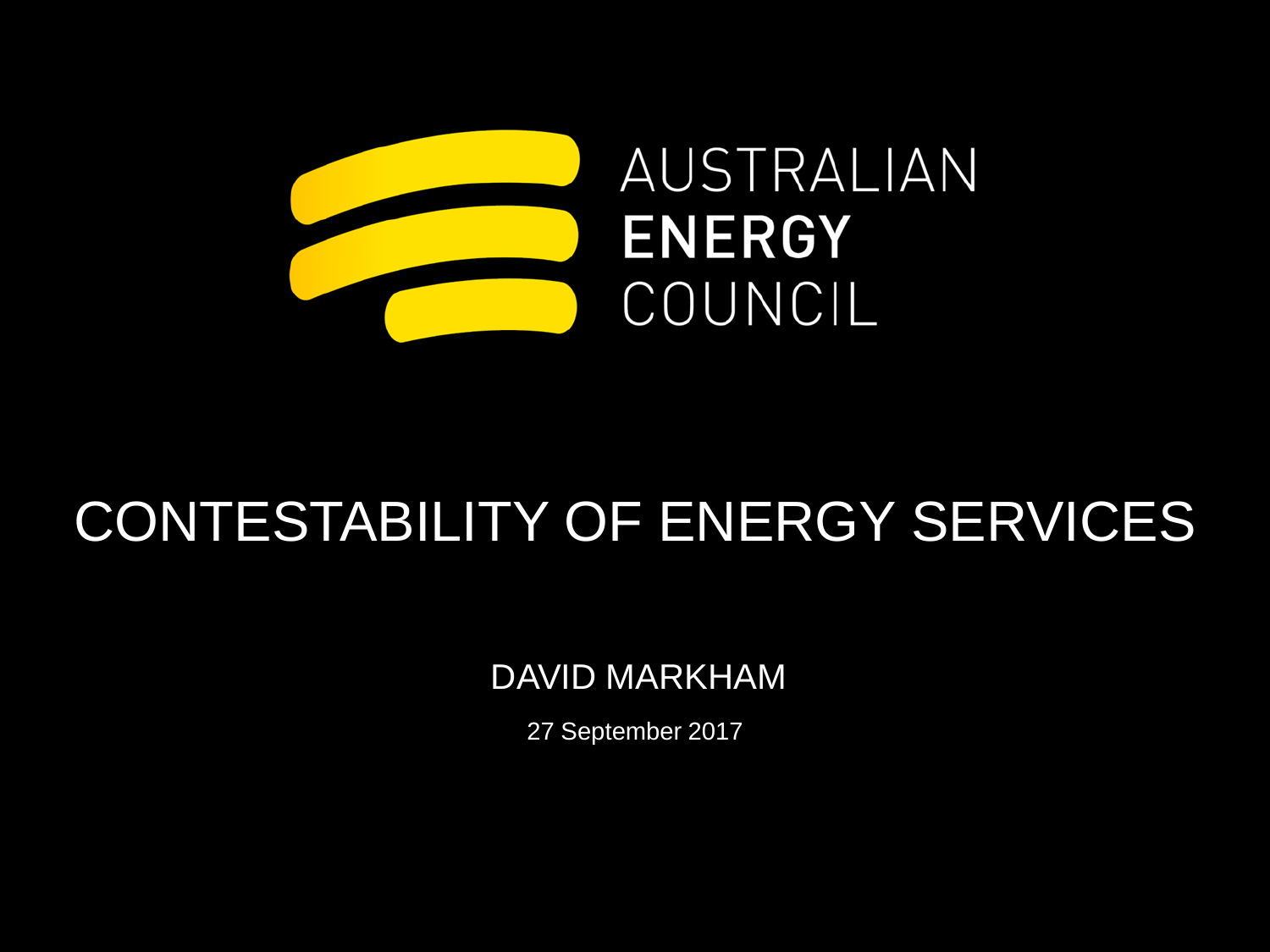AUSTRALIAN
**ENERGY**
COUNCIL

# CONTESTABILITY OF ENERGY SERVICES

DAVID MARKHAM

27 September 2017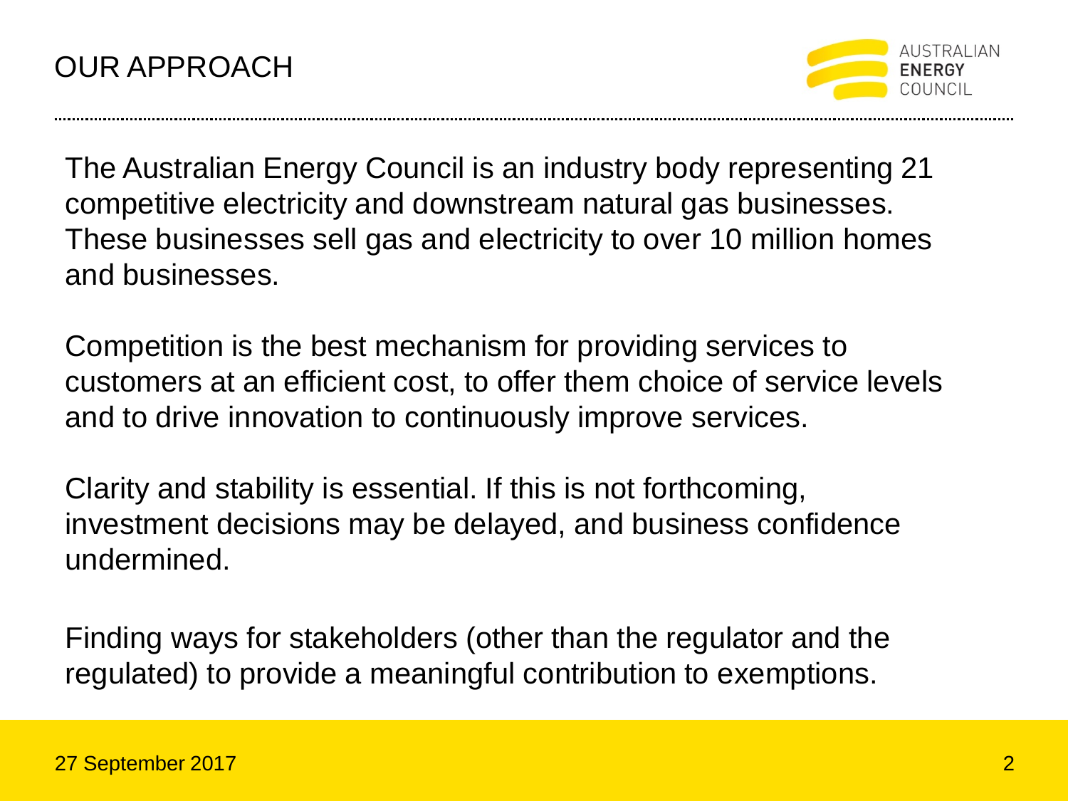# OUR APPROACH

The Australian Energy Council is an industry body representing 21 competitive electricity and downstream natural gas businesses. These businesses sell gas and electricity to over 10 million homes and businesses.

Competition is the best mechanism for providing services to customers at an efficient cost, to offer them choice of service levels and to drive innovation to continuously improve services.

Clarity and stability is essential. If this is not forthcoming, investment decisions may be delayed, and business confidence undermined.

Finding ways for stakeholders (other than the regulator and the regulated) to provide a meaningful contribution to exemptions.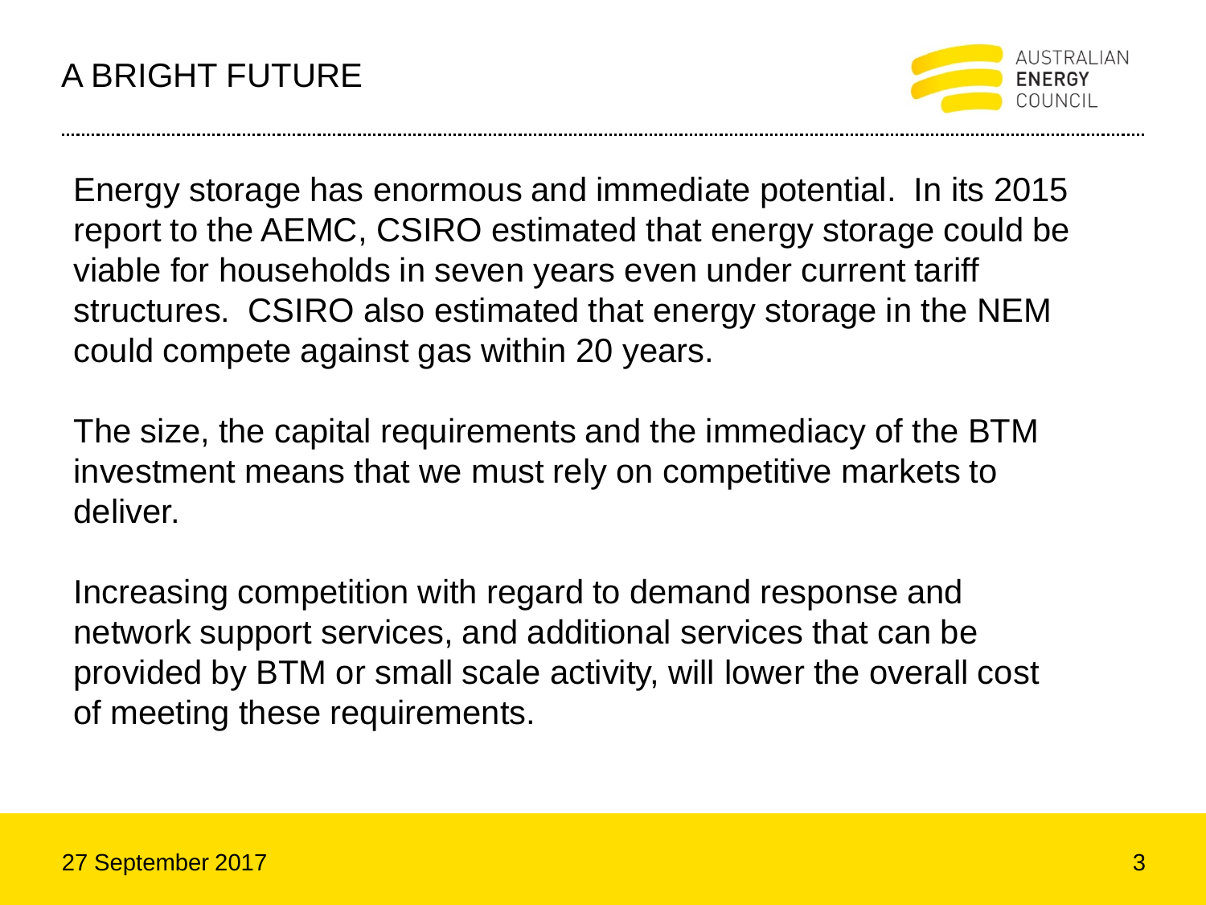# A BRIGHT FUTURE

Energy storage has enormous and immediate potential. In its 2015 report to the AEMC, CSIRO estimated that energy storage could be viable for households in seven years even under current tariff structures. CSIRO also estimated that energy storage in the NEM could compete against gas within 20 years.

The size, the capital requirements and the immediacy of the BTM investment means that we must rely on competitive markets to deliver.

Increasing competition with regard to demand response and network support services, and additional services that can be provided by BTM or small scale activity, will lower the overall cost of meeting these requirements.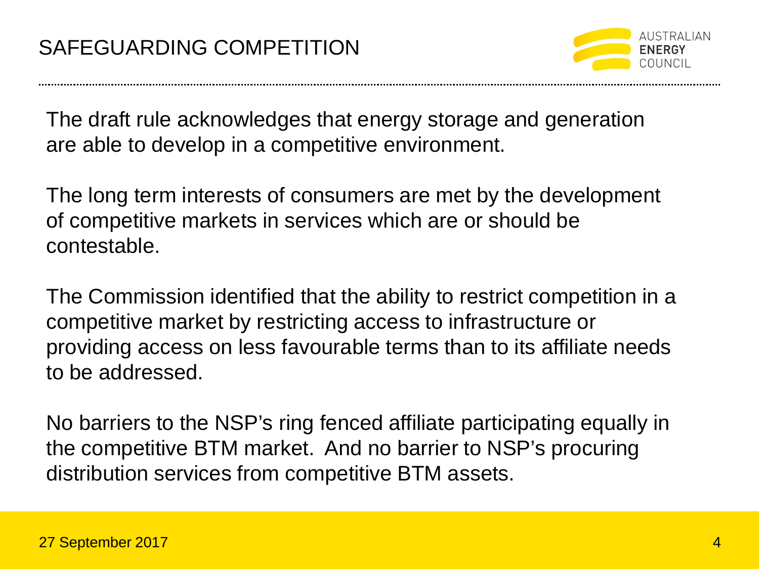# SAFEGUARDING COMPETITION

The draft rule acknowledges that energy storage and generation are able to develop in a competitive environment.

The long term interests of consumers are met by the development of competitive markets in services which are or should be contestable.

The Commission identified that the ability to restrict competition in a competitive market by restricting access to infrastructure or providing access on less favourable terms than to its affiliate needs to be addressed.

No barriers to the NSP's ring fenced affiliate participating equally in the competitive BTM market. And no barrier to NSP's procuring distribution services from competitive BTM assets.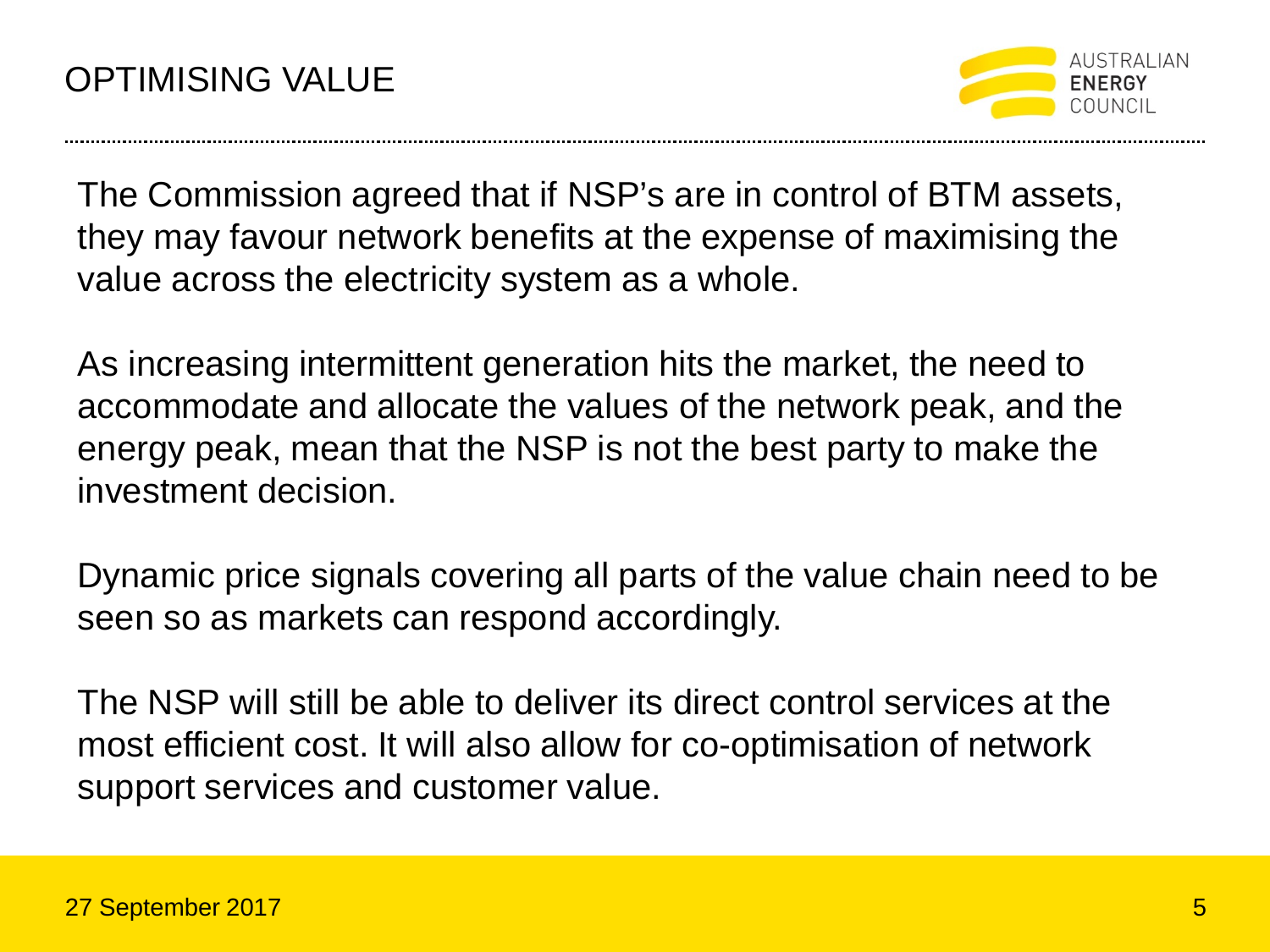# OPTIMISING VALUE

The Commission agreed that if NSP's are in control of BTM assets, they may favour network benefits at the expense of maximising the value across the electricity system as a whole.

As increasing intermittent generation hits the market, the need to accommodate and allocate the values of the network peak, and the energy peak, mean that the NSP is not the best party to make the investment decision.

Dynamic price signals covering all parts of the value chain need to be seen so as markets can respond accordingly.

The NSP will still be able to deliver its direct control services at the most efficient cost. It will also allow for co-optimisation of network support services and customer value.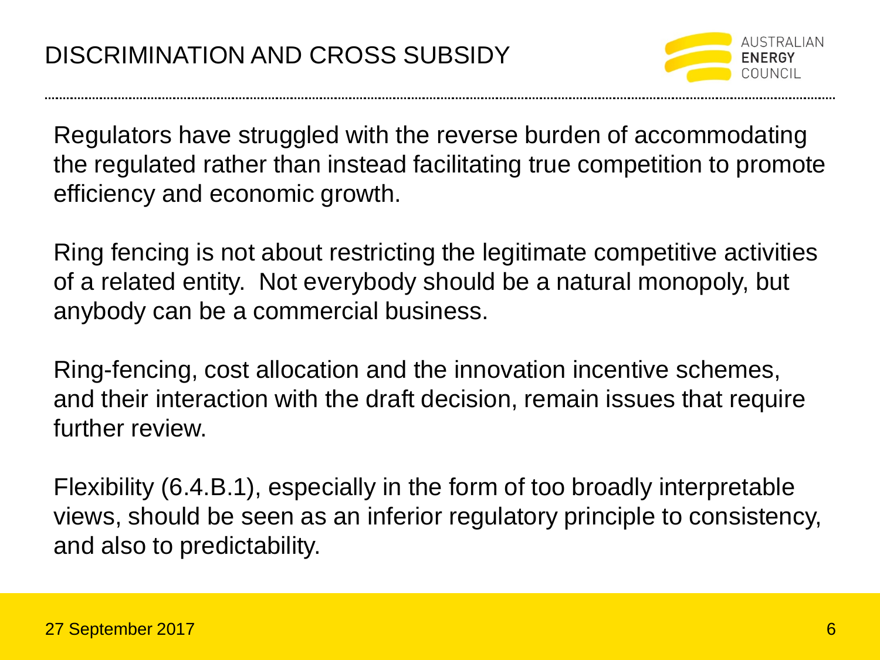# DISCRIMINATION AND CROSS SUBSIDY

Regulators have struggled with the reverse burden of accommodating the regulated rather than instead facilitating true competition to promote efficiency and economic growth.

Ring fencing is not about restricting the legitimate competitive activities of a related entity. Not everybody should be a natural monopoly, but anybody can be a commercial business.

Ring-fencing, cost allocation and the innovation incentive schemes, and their interaction with the draft decision, remain issues that require further review.

Flexibility (6.4.B.1), especially in the form of too broadly interpretable views, should be seen as an inferior regulatory principle to consistency, and also to predictability.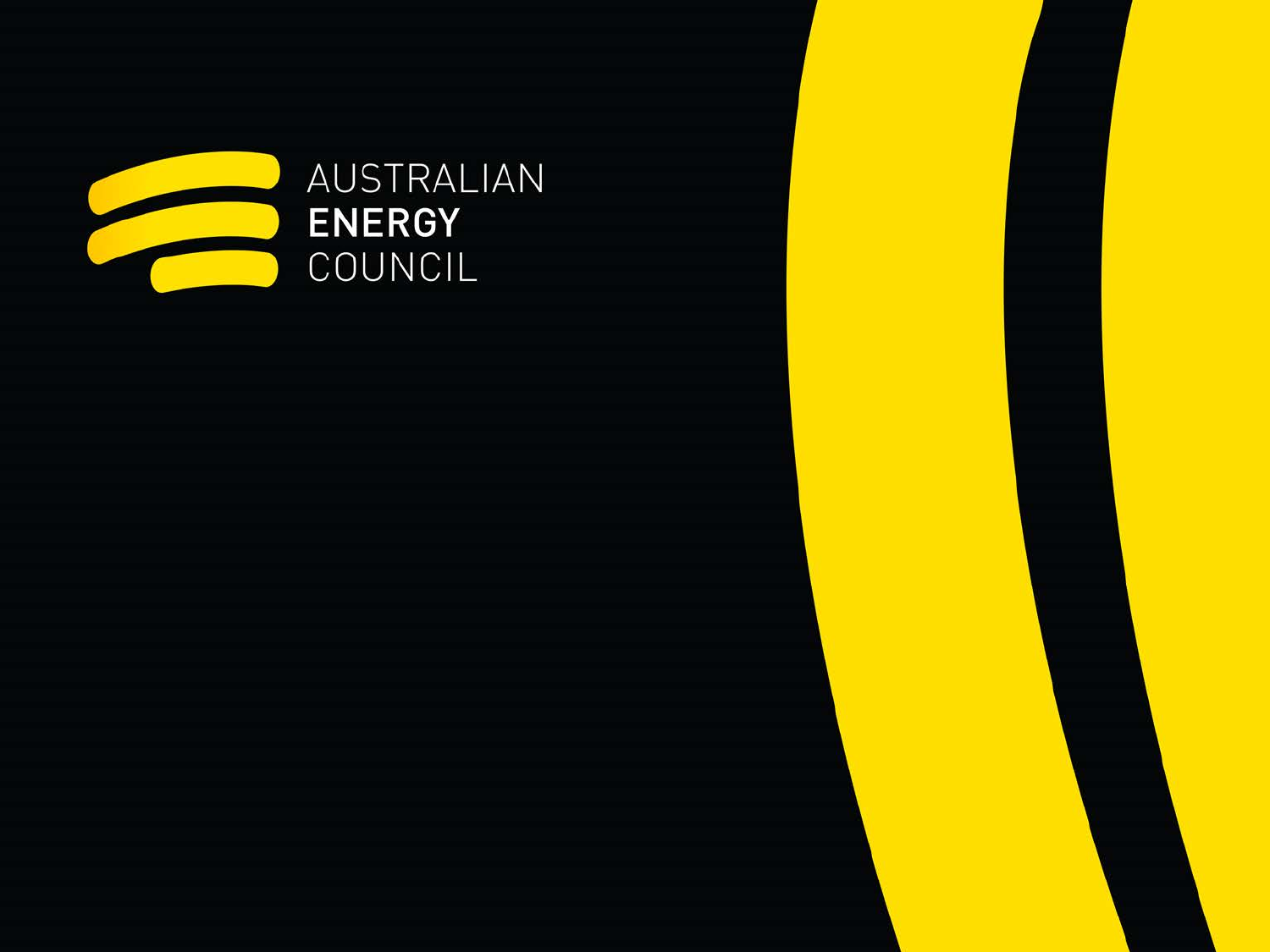AUSTRALIAN
**ENERGY**
COUNCIL